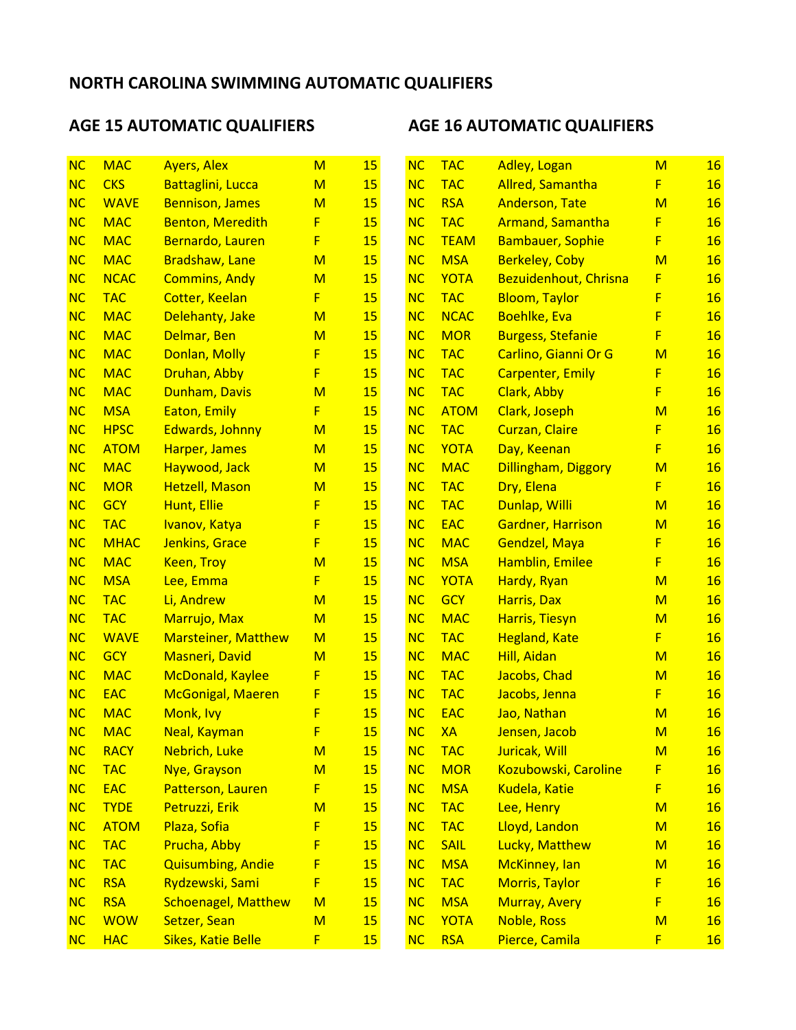# NORTH CAROLINA SWIMMING AUTOMATIC QUALIFIERS

## AGE 15 AUTOMATIC QUALIFIERS

| | | | | |
|---|---|---|---|---|
| NC | MAC | Ayers, Alex | M | 15 |
| NC | CKS | Battaglini, Lucca | M | 15 |
| NC | WAVE | Bennison, James | M | 15 |
| NC | MAC | Benton, Meredith | F | 15 |
| NC | MAC | Bernardo, Lauren | F | 15 |
| NC | MAC | Bradshaw, Lane | M | 15 |
| NC | NCAC | Commins, Andy | M | 15 |
| NC | TAC | Cotter, Keelan | F | 15 |
| NC | MAC | Delehanty, Jake | M | 15 |
| NC | MAC | Delmar, Ben | M | 15 |
| NC | MAC | Donlan, Molly | F | 15 |
| NC | MAC | Druhan, Abby | F | 15 |
| NC | MAC | Dunham, Davis | M | 15 |
| NC | MSA | Eaton, Emily | F | 15 |
| NC | HPSC | Edwards, Johnny | M | 15 |
| NC | ATOM | Harper, James | M | 15 |
| NC | MAC | Haywood, Jack | M | 15 |
| NC | MOR | Hetzell, Mason | M | 15 |
| NC | GCY | Hunt, Ellie | F | 15 |
| NC | TAC | Ivanov, Katya | F | 15 |
| NC | MHAC | Jenkins, Grace | F | 15 |
| NC | MAC | Keen, Troy | M | 15 |
| NC | MSA | Lee, Emma | F | 15 |
| NC | TAC | Li, Andrew | M | 15 |
| NC | TAC | Marrujo, Max | M | 15 |
| NC | WAVE | Marsteiner, Matthew | M | 15 |
| NC | GCY | Masneri, David | M | 15 |
| NC | MAC | McDonald, Kaylee | F | 15 |
| NC | EAC | McGonigal, Maeren | F | 15 |
| NC | MAC | Monk, Ivy | F | 15 |
| NC | MAC | Neal, Kayman | F | 15 |
| NC | RACY | Nebrich, Luke | M | 15 |
| NC | TAC | Nye, Grayson | M | 15 |
| NC | EAC | Patterson, Lauren | F | 15 |
| NC | TYDE | Petruzzi, Erik | M | 15 |
| NC | ATOM | Plaza, Sofia | F | 15 |
| NC | TAC | Prucha, Abby | F | 15 |
| NC | TAC | Quisumbing, Andie | F | 15 |
| NC | RSA | Rydzewski, Sami | F | 15 |
| NC | RSA | Schoenagel, Matthew | M | 15 |
| NC | WOW | Setzer, Sean | M | 15 |
| NC | HAC | Sikes, Katie Belle | F | 15 |

## AGE 16 AUTOMATIC QUALIFIERS

| | | | | |
|---|---|---|---|---|
| NC | TAC | Adley, Logan | M | 16 |
| NC | TAC | Allred, Samantha | F | 16 |
| NC | RSA | Anderson, Tate | M | 16 |
| NC | TAC | Armand, Samantha | F | 16 |
| NC | TEAM | Bambauer, Sophie | F | 16 |
| NC | MSA | Berkeley, Coby | M | 16 |
| NC | YOTA | Bezuidenhout, Chrisna | F | 16 |
| NC | TAC | Bloom, Taylor | F | 16 |
| NC | NCAC | Boehlke, Eva | F | 16 |
| NC | MOR | Burgess, Stefanie | F | 16 |
| NC | TAC | Carlino, Gianni Or G | M | 16 |
| NC | TAC | Carpenter, Emily | F | 16 |
| NC | TAC | Clark, Abby | F | 16 |
| NC | ATOM | Clark, Joseph | M | 16 |
| NC | TAC | Curzan, Claire | F | 16 |
| NC | YOTA | Day, Keenan | F | 16 |
| NC | MAC | Dillingham, Diggory | M | 16 |
| NC | TAC | Dry, Elena | F | 16 |
| NC | TAC | Dunlap, Willi | M | 16 |
| NC | EAC | Gardner, Harrison | M | 16 |
| NC | MAC | Gendzel, Maya | F | 16 |
| NC | MSA | Hamblin, Emilee | F | 16 |
| NC | YOTA | Hardy, Ryan | M | 16 |
| NC | GCY | Harris, Dax | M | 16 |
| NC | MAC | Harris, Tiesyn | M | 16 |
| NC | TAC | Hegland, Kate | F | 16 |
| NC | MAC | Hill, Aidan | M | 16 |
| NC | TAC | Jacobs, Chad | M | 16 |
| NC | TAC | Jacobs, Jenna | F | 16 |
| NC | EAC | Jao, Nathan | M | 16 |
| NC | XA | Jensen, Jacob | M | 16 |
| NC | TAC | Juricak, Will | M | 16 |
| NC | MOR | Kozubowski, Caroline | F | 16 |
| NC | MSA | Kudela, Katie | F | 16 |
| NC | TAC | Lee, Henry | M | 16 |
| NC | TAC | Lloyd, Landon | M | 16 |
| NC | SAIL | Lucky, Matthew | M | 16 |
| NC | MSA | McKinney, Ian | M | 16 |
| NC | TAC | Morris, Taylor | F | 16 |
| NC | MSA | Murray, Avery | F | 16 |
| NC | YOTA | Noble, Ross | M | 16 |
| NC | RSA | Pierce, Camila | F | 16 |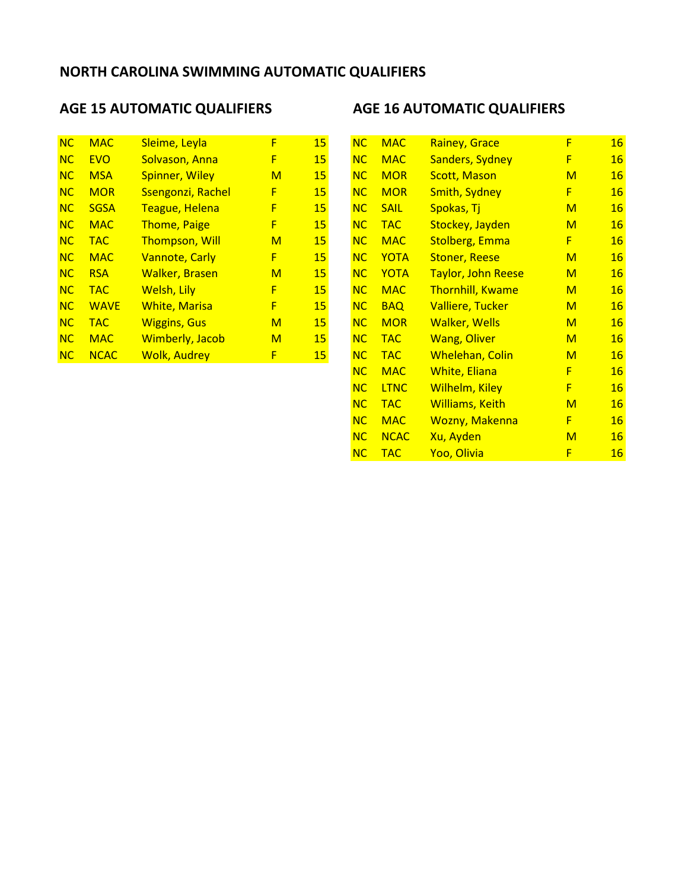## NORTH CAROLINA SWIMMING AUTOMATIC QUALIFIERS

### AGE 15 AUTOMATIC QUALIFIERS

| | | | | |
|---|---|---|---|---|
| NC | MAC | Sleime, Leyla | F | 15 |
| NC | EVO | Solvason, Anna | F | 15 |
| NC | MSA | Spinner, Wiley | M | 15 |
| NC | MOR | Ssengonzi, Rachel | F | 15 |
| NC | SGSA | Teague, Helena | F | 15 |
| NC | MAC | Thome, Paige | F | 15 |
| NC | TAC | Thompson, Will | M | 15 |
| NC | MAC | Vannote, Carly | F | 15 |
| NC | RSA | Walker, Brasen | M | 15 |
| NC | TAC | Welsh, Lily | F | 15 |
| NC | WAVE | White, Marisa | F | 15 |
| NC | TAC | Wiggins, Gus | M | 15 |
| NC | MAC | Wimberly, Jacob | M | 15 |
| NC | NCAC | Wolk, Audrey | F | 15 |

### AGE 16 AUTOMATIC QUALIFIERS

| | | | | |
|---|---|---|---|---|
| NC | MAC | Rainey, Grace | F | 16 |
| NC | MAC | Sanders, Sydney | F | 16 |
| NC | MOR | Scott, Mason | M | 16 |
| NC | MOR | Smith, Sydney | F | 16 |
| NC | SAIL | Spokas, Tj | M | 16 |
| NC | TAC | Stockey, Jayden | M | 16 |
| NC | MAC | Stolberg, Emma | F | 16 |
| NC | YOTA | Stoner, Reese | M | 16 |
| NC | YOTA | Taylor, John Reese | M | 16 |
| NC | MAC | Thornhill, Kwame | M | 16 |
| NC | BAQ | Valliere, Tucker | M | 16 |
| NC | MOR | Walker, Wells | M | 16 |
| NC | TAC | Wang, Oliver | M | 16 |
| NC | TAC | Whelehan, Colin | M | 16 |
| NC | MAC | White, Eliana | F | 16 |
| NC | LTNC | Wilhelm, Kiley | F | 16 |
| NC | TAC | Williams, Keith | M | 16 |
| NC | MAC | Wozny, Makenna | F | 16 |
| NC | NCAC | Xu, Ayden | M | 16 |
| NC | TAC | Yoo, Olivia | F | 16 |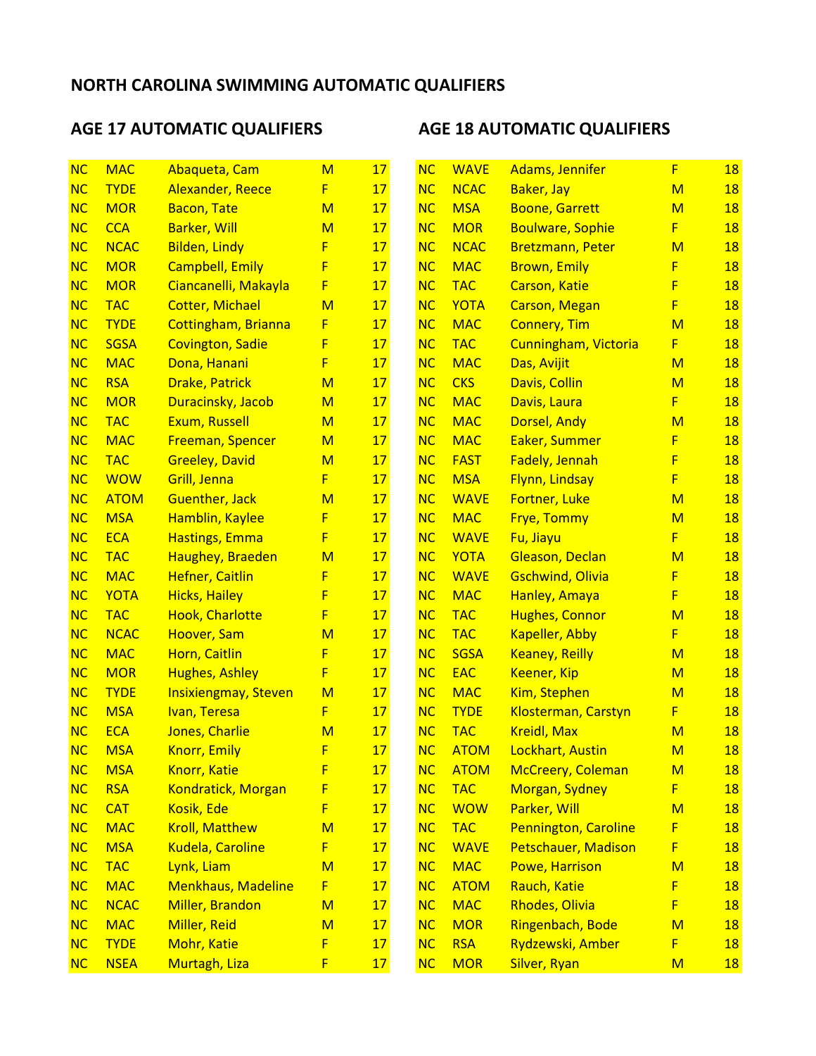# NORTH CAROLINA SWIMMING AUTOMATIC QUALIFIERS

## AGE 17 AUTOMATIC QUALIFIERS

| | | | | |
|---|---|---|---|---|
| NC | MAC | Abaqueta, Cam | M | 17 |
| NC | TYDE | Alexander, Reece | F | 17 |
| NC | MOR | Bacon, Tate | M | 17 |
| NC | CCA | Barker, Will | M | 17 |
| NC | NCAC | Bilden, Lindy | F | 17 |
| NC | MOR | Campbell, Emily | F | 17 |
| NC | MOR | Ciancanelli, Makayla | F | 17 |
| NC | TAC | Cotter, Michael | M | 17 |
| NC | TYDE | Cottingham, Brianna | F | 17 |
| NC | SGSA | Covington, Sadie | F | 17 |
| NC | MAC | Dona, Hanani | F | 17 |
| NC | RSA | Drake, Patrick | M | 17 |
| NC | MOR | Duracinsky, Jacob | M | 17 |
| NC | TAC | Exum, Russell | M | 17 |
| NC | MAC | Freeman, Spencer | M | 17 |
| NC | TAC | Greeley, David | M | 17 |
| NC | WOW | Grill, Jenna | F | 17 |
| NC | ATOM | Guenther, Jack | M | 17 |
| NC | MSA | Hamblin, Kaylee | F | 17 |
| NC | ECA | Hastings, Emma | F | 17 |
| NC | TAC | Haughey, Braeden | M | 17 |
| NC | MAC | Hefner, Caitlin | F | 17 |
| NC | YOTA | Hicks, Hailey | F | 17 |
| NC | TAC | Hook, Charlotte | F | 17 |
| NC | NCAC | Hoover, Sam | M | 17 |
| NC | MAC | Horn, Caitlin | F | 17 |
| NC | MOR | Hughes, Ashley | F | 17 |
| NC | TYDE | Insixiengmay, Steven | M | 17 |
| NC | MSA | Ivan, Teresa | F | 17 |
| NC | ECA | Jones, Charlie | M | 17 |
| NC | MSA | Knorr, Emily | F | 17 |
| NC | MSA | Knorr, Katie | F | 17 |
| NC | RSA | Kondratick, Morgan | F | 17 |
| NC | CAT | Kosik, Ede | F | 17 |
| NC | MAC | Kroll, Matthew | M | 17 |
| NC | MSA | Kudela, Caroline | F | 17 |
| NC | TAC | Lynk, Liam | M | 17 |
| NC | MAC | Menkhaus, Madeline | F | 17 |
| NC | NCAC | Miller, Brandon | M | 17 |
| NC | MAC | Miller, Reid | M | 17 |
| NC | TYDE | Mohr, Katie | F | 17 |
| NC | NSEA | Murtagh, Liza | F | 17 |

## AGE 18 AUTOMATIC QUALIFIERS

| | | | | |
|---|---|---|---|---|
| NC | WAVE | Adams, Jennifer | F | 18 |
| NC | NCAC | Baker, Jay | M | 18 |
| NC | MSA | Boone, Garrett | M | 18 |
| NC | MOR | Boulware, Sophie | F | 18 |
| NC | NCAC | Bretzmann, Peter | M | 18 |
| NC | MAC | Brown, Emily | F | 18 |
| NC | TAC | Carson, Katie | F | 18 |
| NC | YOTA | Carson, Megan | F | 18 |
| NC | MAC | Connery, Tim | M | 18 |
| NC | TAC | Cunningham, Victoria | F | 18 |
| NC | MAC | Das, Avijit | M | 18 |
| NC | CKS | Davis, Collin | M | 18 |
| NC | MAC | Davis, Laura | F | 18 |
| NC | MAC | Dorsel, Andy | M | 18 |
| NC | MAC | Eaker, Summer | F | 18 |
| NC | FAST | Fadely, Jennah | F | 18 |
| NC | MSA | Flynn, Lindsay | F | 18 |
| NC | WAVE | Fortner, Luke | M | 18 |
| NC | MAC | Frye, Tommy | M | 18 |
| NC | WAVE | Fu, Jiayu | F | 18 |
| NC | YOTA | Gleason, Declan | M | 18 |
| NC | WAVE | Gschwind, Olivia | F | 18 |
| NC | MAC | Hanley, Amaya | F | 18 |
| NC | TAC | Hughes, Connor | M | 18 |
| NC | TAC | Kapeller, Abby | F | 18 |
| NC | SGSA | Keaney, Reilly | M | 18 |
| NC | EAC | Keener, Kip | M | 18 |
| NC | MAC | Kim, Stephen | M | 18 |
| NC | TYDE | Klosterman, Carstyn | F | 18 |
| NC | TAC | Kreidl, Max | M | 18 |
| NC | ATOM | Lockhart, Austin | M | 18 |
| NC | ATOM | McCreery, Coleman | M | 18 |
| NC | TAC | Morgan, Sydney | F | 18 |
| NC | WOW | Parker, Will | M | 18 |
| NC | TAC | Pennington, Caroline | F | 18 |
| NC | WAVE | Petschauer, Madison | F | 18 |
| NC | MAC | Powe, Harrison | M | 18 |
| NC | ATOM | Rauch, Katie | F | 18 |
| NC | MAC | Rhodes, Olivia | F | 18 |
| NC | MOR | Ringenbach, Bode | M | 18 |
| NC | RSA | Rydzewski, Amber | F | 18 |
| NC | MOR | Silver, Ryan | M | 18 |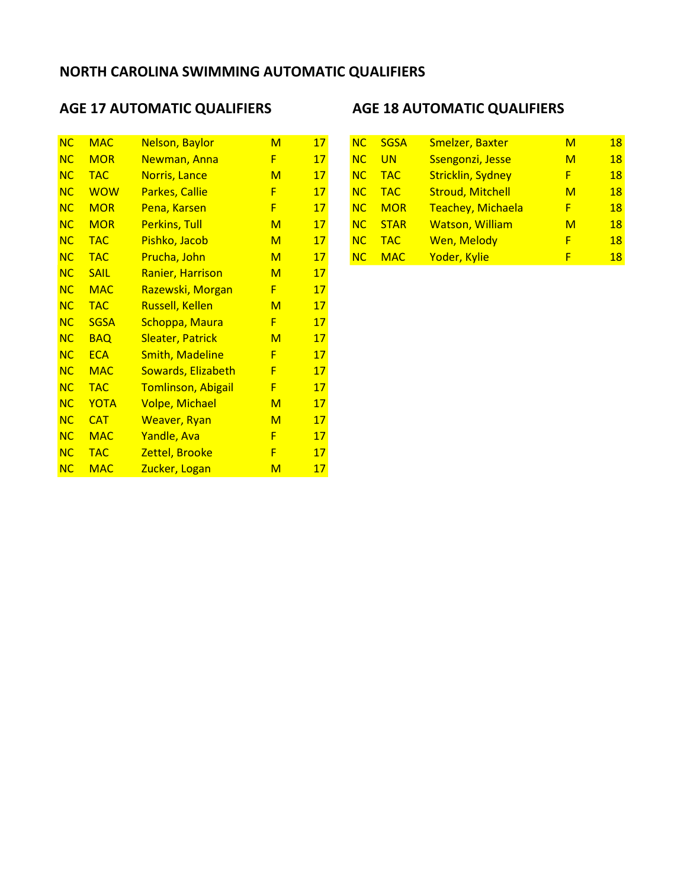# NORTH CAROLINA SWIMMING AUTOMATIC QUALIFIERS

## AGE 17 AUTOMATIC QUALIFIERS

| | | | | |
|---|---|---|---|---|
| NC | MAC | Nelson, Baylor | M | 17 |
| NC | MOR | Newman, Anna | F | 17 |
| NC | TAC | Norris, Lance | M | 17 |
| NC | WOW | Parkes, Callie | F | 17 |
| NC | MOR | Pena, Karsen | F | 17 |
| NC | MOR | Perkins, Tull | M | 17 |
| NC | TAC | Pishko, Jacob | M | 17 |
| NC | TAC | Prucha, John | M | 17 |
| NC | SAIL | Ranier, Harrison | M | 17 |
| NC | MAC | Razewski, Morgan | F | 17 |
| NC | TAC | Russell, Kellen | M | 17 |
| NC | SGSA | Schoppa, Maura | F | 17 |
| NC | BAQ | Sleater, Patrick | M | 17 |
| NC | ECA | Smith, Madeline | F | 17 |
| NC | MAC | Sowards, Elizabeth | F | 17 |
| NC | TAC | Tomlinson, Abigail | F | 17 |
| NC | YOTA | Volpe, Michael | M | 17 |
| NC | CAT | Weaver, Ryan | M | 17 |
| NC | MAC | Yandle, Ava | F | 17 |
| NC | TAC | Zettel, Brooke | F | 17 |
| NC | MAC | Zucker, Logan | M | 17 |

## AGE 18 AUTOMATIC QUALIFIERS

| | | | | |
|---|---|---|---|---|
| NC | SGSA | Smelzer, Baxter | M | 18 |
| NC | UN | Ssengonzi, Jesse | M | 18 |
| NC | TAC | Stricklin, Sydney | F | 18 |
| NC | TAC | Stroud, Mitchell | M | 18 |
| NC | MOR | Teachey, Michaela | F | 18 |
| NC | STAR | Watson, William | M | 18 |
| NC | TAC | Wen, Melody | F | 18 |
| NC | MAC | Yoder, Kylie | F | 18 |